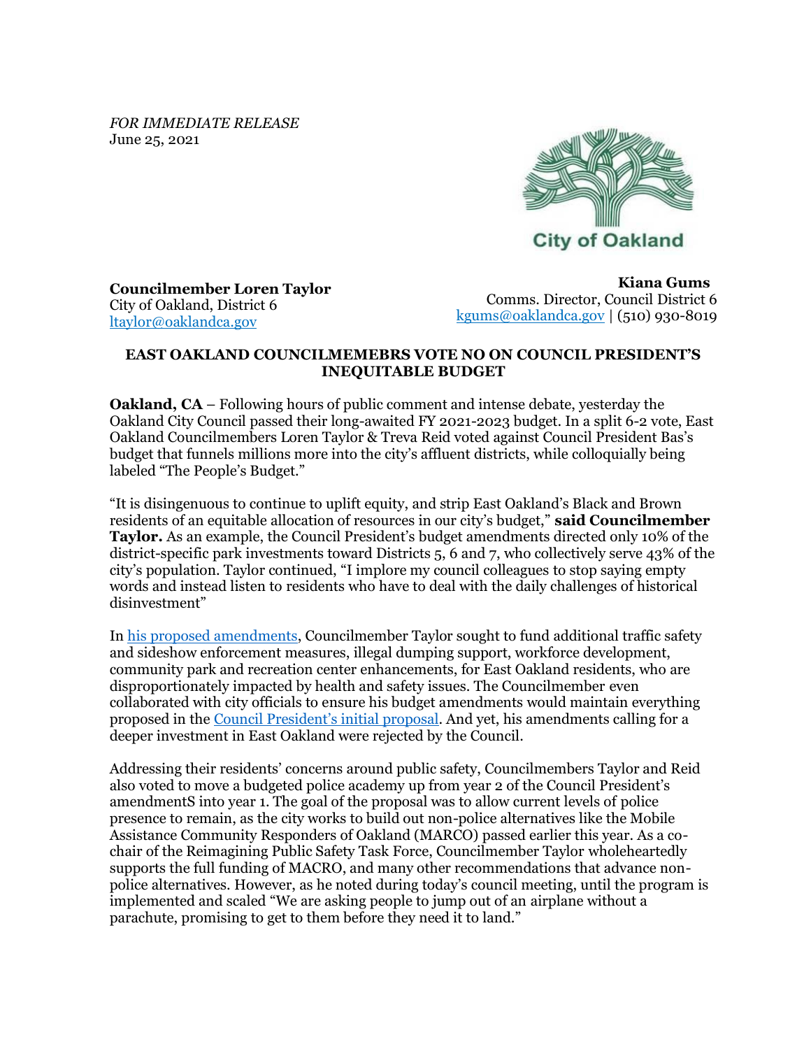*FOR IMMEDIATE RELEASE*
June 25, 2021

City of Oakland

**Councilmember Loren Taylor**
City of Oakland, District 6
[ltaylor@oaklandca.gov](mailto:ltaylor@oaklandca.gov)

**Kiana Gums**
Comms. Director, Council District 6
[kgums@oaklandca.gov](mailto:kgums@oaklandca.gov) | (510) 930-8019

## EAST OAKLAND COUNCILMEMEBRS VOTE NO ON COUNCIL PRESIDENT'S INEQUITABLE BUDGET

**Oakland, CA** – Following hours of public comment and intense debate, yesterday the Oakland City Council passed their long-awaited FY 2021-2023 budget. In a split 6-2 vote, East Oakland Councilmembers Loren Taylor & Treva Reid voted against Council President Bas's budget that funnels millions more into the city's affluent districts, while colloquially being labeled "The People's Budget."

"It is disingenuous to continue to uplift equity, and strip East Oakland's Black and Brown residents of an equitable allocation of resources in our city's budget," **said Councilmember Taylor.** As an example, the Council President's budget amendments directed only 10% of the district-specific park investments toward Districts 5, 6 and 7, who collectively serve 43% of the city's population. Taylor continued, "I implore my council colleagues to stop saying empty words and instead listen to residents who have to deal with the daily challenges of historical disinvestment"

In [his proposed amendments](), Councilmember Taylor sought to fund additional traffic safety and sideshow enforcement measures, illegal dumping support, workforce development, community park and recreation center enhancements, for East Oakland residents, who are disproportionately impacted by health and safety issues. The Councilmember even collaborated with city officials to ensure his budget amendments would maintain everything proposed in the [Council President's initial proposal](). And yet, his amendments calling for a deeper investment in East Oakland were rejected by the Council.

Addressing their residents' concerns around public safety, Councilmembers Taylor and Reid also voted to move a budgeted police academy up from year 2 of the Council President's amendmentS into year 1. The goal of the proposal was to allow current levels of police presence to remain, as the city works to build out non-police alternatives like the Mobile Assistance Community Responders of Oakland (MARCO) passed earlier this year. As a co-chair of the Reimagining Public Safety Task Force, Councilmember Taylor wholeheartedly supports the full funding of MACRO, and many other recommendations that advance non-police alternatives. However, as he noted during today's council meeting, until the program is implemented and scaled "We are asking people to jump out of an airplane without a parachute, promising to get to them before they need it to land."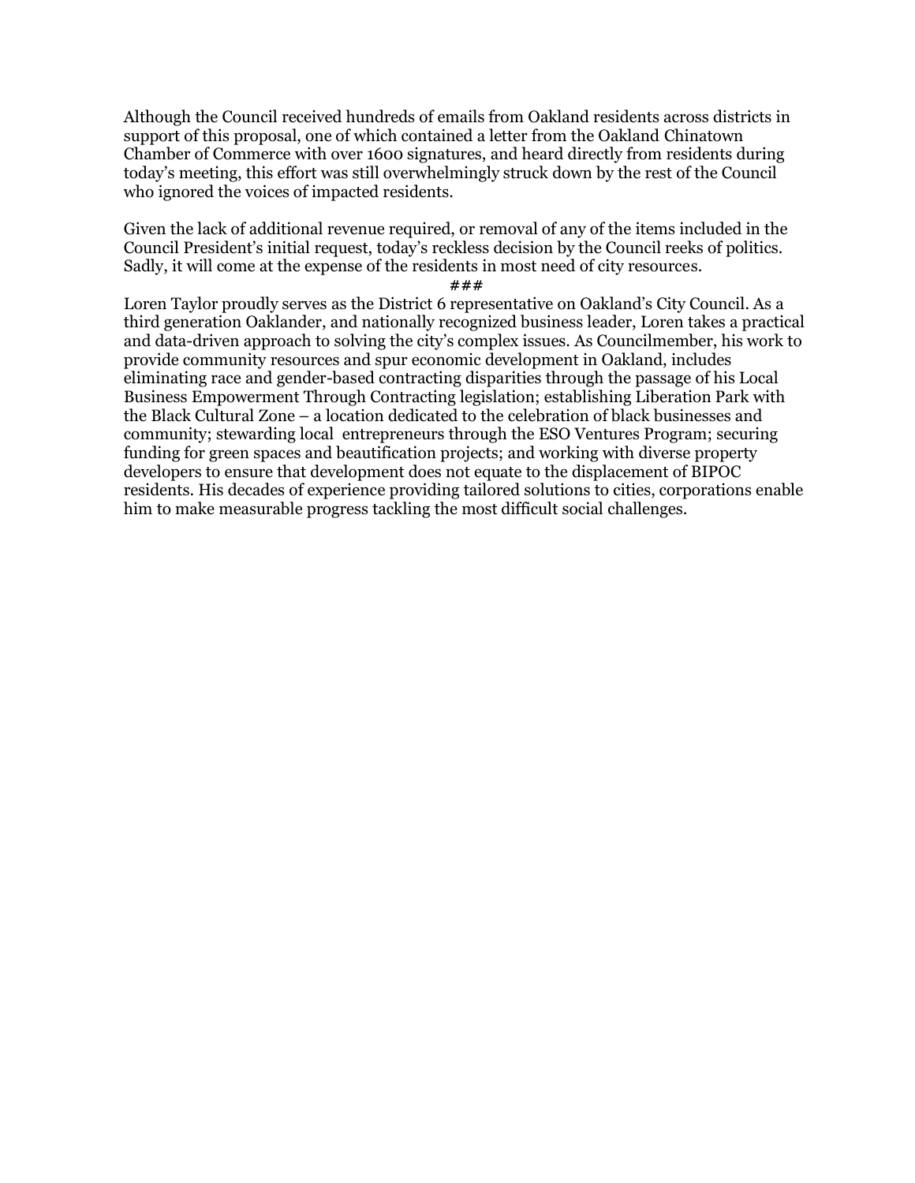Although the Council received hundreds of emails from Oakland residents across districts in support of this proposal, one of which contained a letter from the Oakland Chinatown Chamber of Commerce with over 1600 signatures, and heard directly from residents during today's meeting, this effort was still overwhelmingly struck down by the rest of the Council who ignored the voices of impacted residents.

Given the lack of additional revenue required, or removal of any of the items included in the Council President's initial request, today's reckless decision by the Council reeks of politics. Sadly, it will come at the expense of the residents in most need of city resources.

###

Loren Taylor proudly serves as the District 6 representative on Oakland's City Council. As a third generation Oaklander, and nationally recognized business leader, Loren takes a practical and data-driven approach to solving the city's complex issues. As Councilmember, his work to provide community resources and spur economic development in Oakland, includes eliminating race and gender-based contracting disparities through the passage of his Local Business Empowerment Through Contracting legislation; establishing Liberation Park with the Black Cultural Zone – a location dedicated to the celebration of black businesses and community; stewarding local entrepreneurs through the ESO Ventures Program; securing funding for green spaces and beautification projects; and working with diverse property developers to ensure that development does not equate to the displacement of BIPOC residents. His decades of experience providing tailored solutions to cities, corporations enable him to make measurable progress tackling the most difficult social challenges.